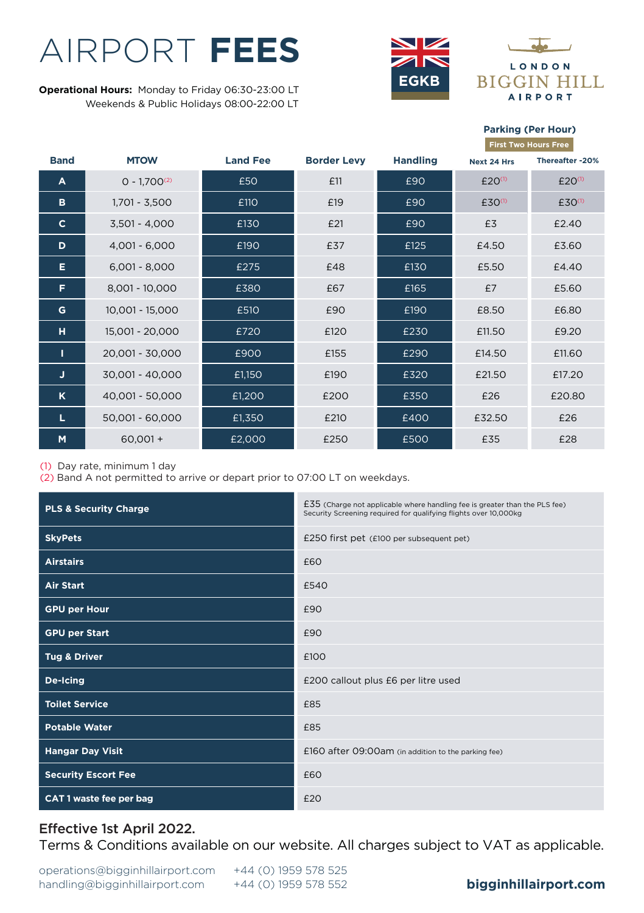# AIRPORT **FEES**

**Operational Hours:** Monday to Friday 06:30-23:00 LT
Weekends & Public Holidays 08:00-22:00 LT

EGKB

LONDON BIGGIN HILL AIRPORT

| Band | MTOW | Land Fee | Border Levy | Handling | Parking (Per Hour) First Two Hours Free | |
|---|---|---|---|---|---|---|
| | | | | | Next 24 Hrs | Thereafter -20% |
| A | 0 - 1,700[(2)] | £50 | £11 | £90 | £20[(1)] | £20[(1)] |
| B | 1,701 - 3,500 | £110 | £19 | £90 | £30[(1)] | £30[(1)] |
| C | 3,501 - 4,000 | £130 | £21 | £90 | £3 | £2.40 |
| D | 4,001 - 6,000 | £190 | £37 | £125 | £4.50 | £3.60 |
| E | 6,001 - 8,000 | £275 | £48 | £130 | £5.50 | £4.40 |
| F | 8,001 - 10,000 | £380 | £67 | £165 | £7 | £5.60 |
| G | 10,001 - 15,000 | £510 | £90 | £190 | £8.50 | £6.80 |
| H | 15,001 - 20,000 | £720 | £120 | £230 | £11.50 | £9.20 |
| I | 20,001 - 30,000 | £900 | £155 | £290 | £14.50 | £11.60 |
| J | 30,001 - 40,000 | £1,150 | £190 | £320 | £21.50 | £17.20 |
| K | 40,001 - 50,000 | £1,200 | £200 | £350 | £26 | £20.80 |
| L | 50,001 - 60,000 | £1,350 | £210 | £400 | £32.50 | £26 |
| M | 60,001 + | £2,000 | £250 | £500 | £35 | £28 |

(1) Day rate, minimum 1 day
(2) Band A not permitted to arrive or depart prior to 07:00 LT on weekdays.

| Service | Fee |
|---|---|
| **PLS & Security Charge** | £35 (Charge not applicable where handling fee is greater than the PLS fee) Security Screening required for qualifying flights over 10,000kg |
| **SkyPets** | £250 first pet (£100 per subsequent pet) |
| **Airstairs** | £60 |
| **Air Start** | £540 |
| **GPU per Hour** | £90 |
| **GPU per Start** | £90 |
| **Tug & Driver** | £100 |
| **De-Icing** | £200 callout plus £6 per litre used |
| **Toilet Service** | £85 |
| **Potable Water** | £85 |
| **Hangar Day Visit** | £160 after 09:00am (in addition to the parking fee) |
| **Security Escort Fee** | £60 |
| **CAT 1 waste fee per bag** | £20 |

**Effective 1st April 2022.**
Terms & Conditions available on our website. All charges subject to VAT as applicable.

operations@bigginhillairport.com +44 (0) 1959 578 525
handling@bigginhillairport.com +44 (0) 1959 578 552

**bigginhillairport.com**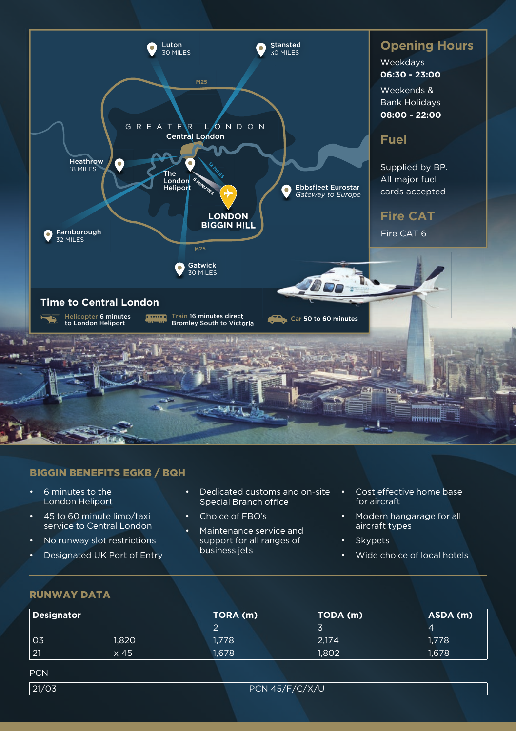Luton
30 MILES

Stansted
30 MILES

M25

GREATER LONDON
Central London

Heathrow
18 MILES

The London Heliport

12 MILES

6 MINUTES

Ebbsfleet Eurostar
*Gateway to Europe*

LONDON BIGGIN HILL

Farnborough
32 MILES

M25

Gatwick
30 MILES

## Time to Central London

Helicopter **6 minutes to London Heliport**

Train **16 minutes direct Bromley South to Victoria**

Car **50 to 60 minutes**

## Opening Hours

Weekdays
**06:30 - 23:00**

Weekends & Bank Holidays
**08:00 - 22:00**

## Fuel

Supplied by BP. All major fuel cards accepted

## Fire CAT

Fire CAT 6

## BIGGIN BENEFITS EGKB / BQH

- 6 minutes to the London Heliport
- 45 to 60 minute limo/taxi service to Central London
- No runway slot restrictions
- Designated UK Port of Entry
- Dedicated customs and on-site Special Branch office
- Choice of FBO's
- Maintenance service and support for all ranges of business jets
- Cost effective home base for aircraft
- Modern hangarage for all aircraft types
- Skypets
- Wide choice of local hotels

## RUNWAY DATA

| Designator | | TORA (m) | TODA (m) | ASDA (m) |
|---|---|---|---|---|
| | | 2 | 3 | 4 |
| 03 | 1,820 | 1,778 | 2,174 | 1,778 |
| 21 | x 45 | 1,678 | 1,802 | 1,678 |

PCN

| | |
|---|---|
| 21/03 | PCN 45/F/C/X/U |